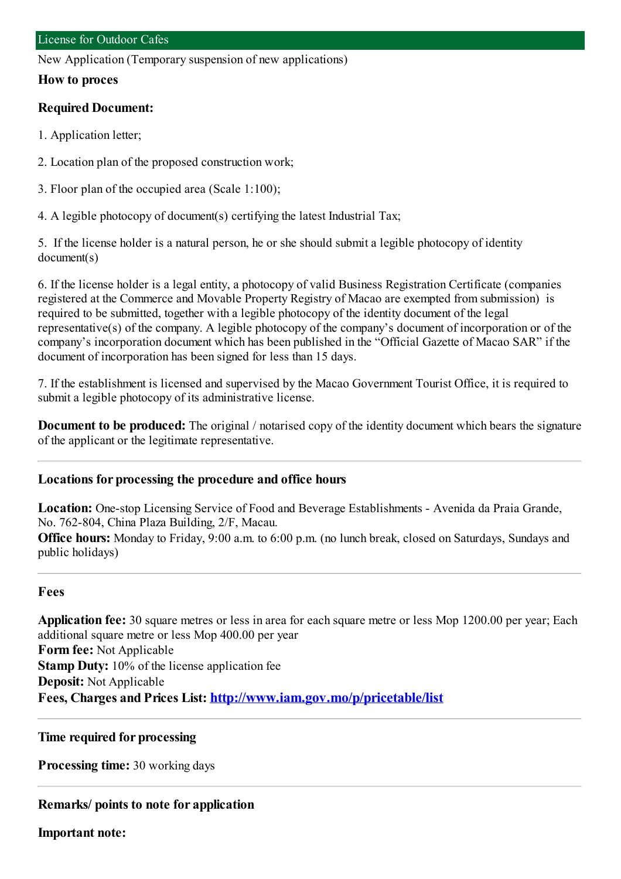## License for Outdoor Cafes

New Application (Temporary suspension of new applications)

**How to proces**

**Required Document:**

1. Application letter;

2. Location plan of the proposed construction work;

3. Floor plan of the occupied area (Scale 1:100);

4. A legible photocopy of document(s) certifying the latest Industrial Tax;

5. If the license holder is a natural person, he or she should submit a legible photocopy of identity document(s)

6. If the license holder is a legal entity, a photocopy of valid Business Registration Certificate (companies registered at the Commerce and Movable Property Registry of Macao are exempted from submission) is required to be submitted, together with a legible photocopy of the identity document of the legal representative(s) of the company. A legible photocopy of the company's document of incorporation or of the company's incorporation document which has been published in the "Official Gazette of Macao SAR" if the document of incorporation has been signed for less than 15 days.

7. If the establishment is licensed and supervised by the Macao Government Tourist Office, it is required to submit a legible photocopy of its administrative license.

**Document to be produced:** The original / notarised copy of the identity document which bears the signature of the applicant or the legitimate representative.

---

### Locations for processing the procedure and office hours

**Location:** One-stop Licensing Service of Food and Beverage Establishments - Avenida da Praia Grande, No. 762-804, China Plaza Building, 2/F, Macau.
**Office hours:** Monday to Friday, 9:00 a.m. to 6:00 p.m. (no lunch break, closed on Saturdays, Sundays and public holidays)

---

### Fees

**Application fee:** 30 square metres or less in area for each square metre or less Mop 1200.00 per year; Each additional square metre or less Mop 400.00 per year
**Form fee:** Not Applicable
**Stamp Duty:** 10% of the license application fee
**Deposit:** Not Applicable
**Fees, Charges and Prices List:** [http://www.iam.gov.mo/p/pricetable/list](http://www.iam.gov.mo/p/pricetable/list)

---

### Time required for processing

**Processing time:** 30 working days

---

### Remarks/ points to note for application

**Important note:**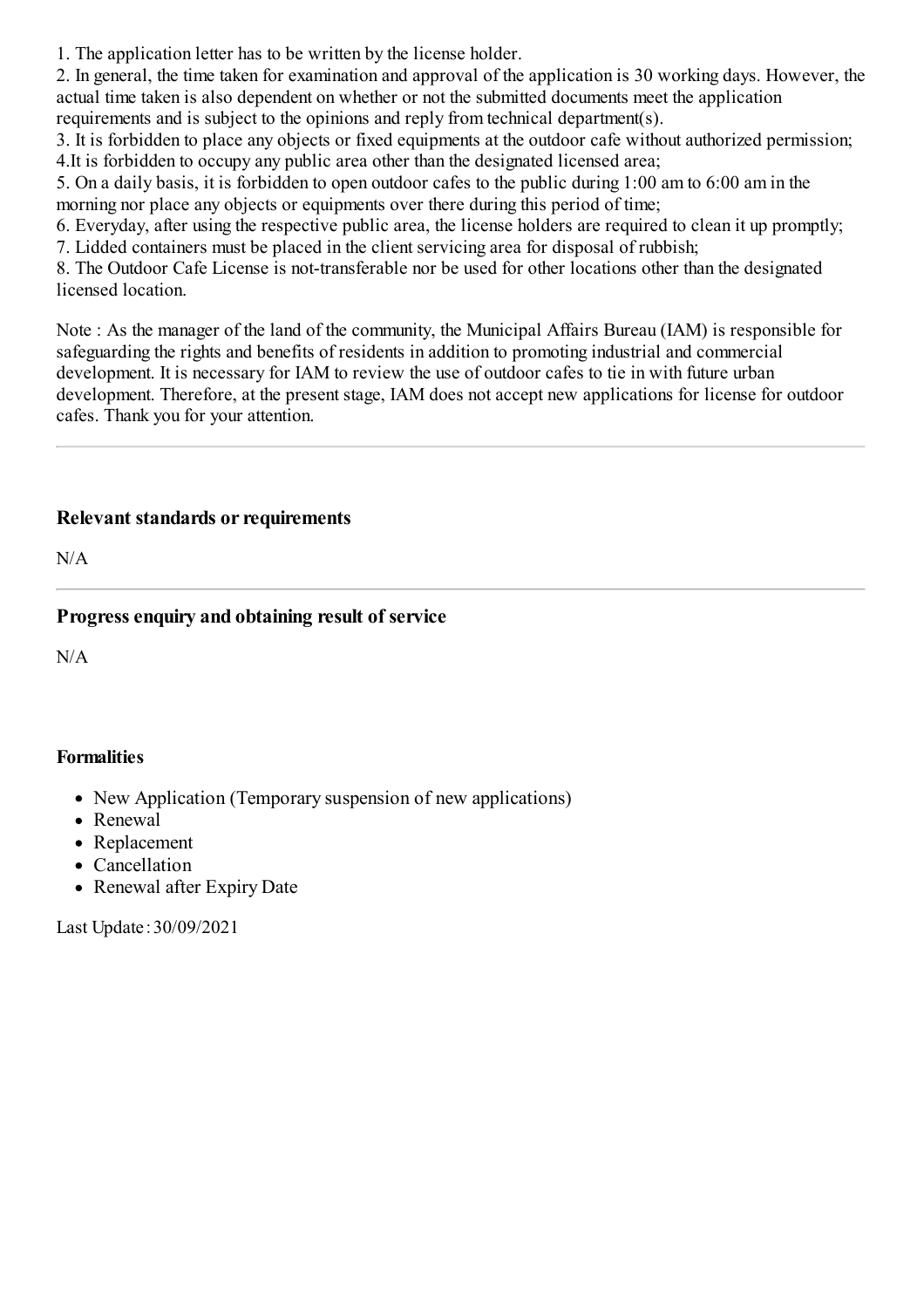1. The application letter has to be written by the license holder.
2. In general, the time taken for examination and approval of the application is 30 working days. However, the actual time taken is also dependent on whether or not the submitted documents meet the application requirements and is subject to the opinions and reply from technical department(s).
3. It is forbidden to place any objects or fixed equipments at the outdoor cafe without authorized permission;
4.It is forbidden to occupy any public area other than the designated licensed area;
5. On a daily basis, it is forbidden to open outdoor cafes to the public during 1:00 am to 6:00 am in the morning nor place any objects or equipments over there during this period of time;
6. Everyday, after using the respective public area, the license holders are required to clean it up promptly;
7. Lidded containers must be placed in the client servicing area for disposal of rubbish;
8. The Outdoor Cafe License is not-transferable nor be used for other locations other than the designated licensed location.

Note : As the manager of the land of the community, the Municipal Affairs Bureau (IAM) is responsible for safeguarding the rights and benefits of residents in addition to promoting industrial and commercial development. It is necessary for IAM to review the use of outdoor cafes to tie in with future urban development. Therefore, at the present stage, IAM does not accept new applications for license for outdoor cafes. Thank you for your attention.

---

### Relevant standards or requirements

N/A

---

### Progress enquiry and obtaining result of service

N/A

#### Formalities

- New Application (Temporary suspension of new applications)
- Renewal
- Replacement
- Cancellation
- Renewal after Expiry Date

Last Update : 30/09/2021